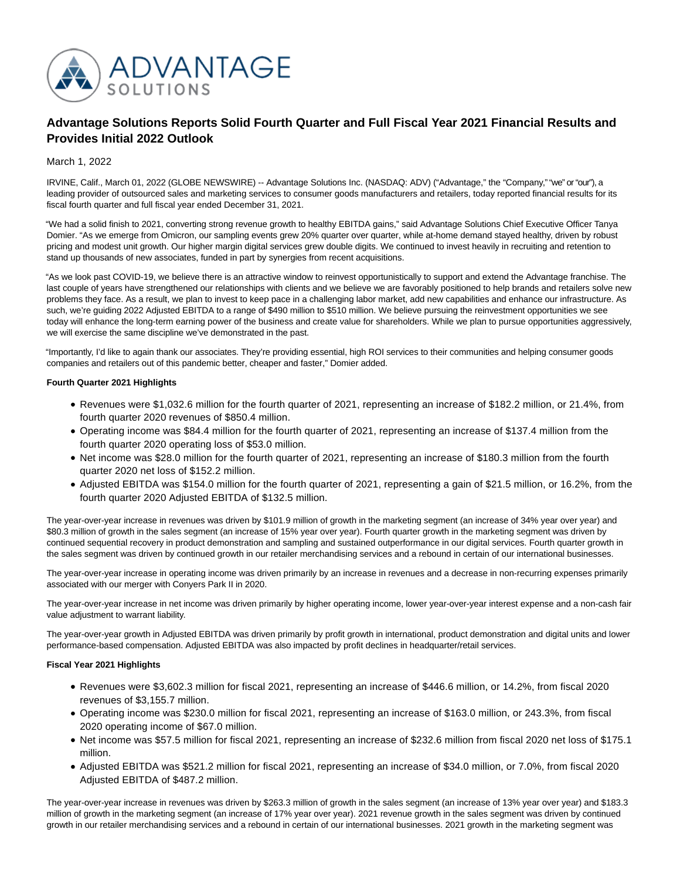# Advantage Solutions Reports Solid Fourth Quarter and Full Fiscal Year 2021 Financial Results and Provides Initial 2022 Outlook

March 1, 2022

IRVINE, Calif., March 01, 2022 (GLOBE NEWSWIRE) -- Advantage Solutions Inc. (NASDAQ: ADV) ("Advantage," the "Company," "we" or "our"), a leading provider of outsourced sales and marketing services to consumer goods manufacturers and retailers, today reported financial results for its fiscal fourth quarter and full fiscal year ended December 31, 2021.

"We had a solid finish to 2021, converting strong revenue growth to healthy EBITDA gains," said Advantage Solutions Chief Executive Officer Tanya Domier. "As we emerge from Omicron, our sampling events grew 20% quarter over quarter, while at-home demand stayed healthy, driven by robust pricing and modest unit growth. Our higher margin digital services grew double digits. We continued to invest heavily in recruiting and retention to stand up thousands of new associates, funded in part by synergies from recent acquisitions.

"As we look past COVID-19, we believe there is an attractive window to reinvest opportunistically to support and extend the Advantage franchise. The last couple of years have strengthened our relationships with clients and we believe we are favorably positioned to help brands and retailers solve new problems they face. As a result, we plan to invest to keep pace in a challenging labor market, add new capabilities and enhance our infrastructure. As such, we're guiding 2022 Adjusted EBITDA to a range of $490 million to $510 million. We believe pursuing the reinvestment opportunities we see today will enhance the long-term earning power of the business and create value for shareholders. While we plan to pursue opportunities aggressively, we will exercise the same discipline we've demonstrated in the past.

"Importantly, I'd like to again thank our associates. They're providing essential, high ROI services to their communities and helping consumer goods companies and retailers out of this pandemic better, cheaper and faster," Domier added.

**Fourth Quarter 2021 Highlights**

- Revenues were $1,032.6 million for the fourth quarter of 2021, representing an increase of $182.2 million, or 21.4%, from fourth quarter 2020 revenues of $850.4 million.
- Operating income was $84.4 million for the fourth quarter of 2021, representing an increase of $137.4 million from the fourth quarter 2020 operating loss of $53.0 million.
- Net income was $28.0 million for the fourth quarter of 2021, representing an increase of $180.3 million from the fourth quarter 2020 net loss of $152.2 million.
- Adjusted EBITDA was $154.0 million for the fourth quarter of 2021, representing a gain of $21.5 million, or 16.2%, from the fourth quarter 2020 Adjusted EBITDA of $132.5 million.

The year-over-year increase in revenues was driven by $101.9 million of growth in the marketing segment (an increase of 34% year over year) and $80.3 million of growth in the sales segment (an increase of 15% year over year). Fourth quarter growth in the marketing segment was driven by continued sequential recovery in product demonstration and sampling and sustained outperformance in our digital services. Fourth quarter growth in the sales segment was driven by continued growth in our retailer merchandising services and a rebound in certain of our international businesses.

The year-over-year increase in operating income was driven primarily by an increase in revenues and a decrease in non-recurring expenses primarily associated with our merger with Conyers Park II in 2020.

The year-over-year increase in net income was driven primarily by higher operating income, lower year-over-year interest expense and a non-cash fair value adjustment to warrant liability.

The year-over-year growth in Adjusted EBITDA was driven primarily by profit growth in international, product demonstration and digital units and lower performance-based compensation. Adjusted EBITDA was also impacted by profit declines in headquarter/retail services.

**Fiscal Year 2021 Highlights**

- Revenues were $3,602.3 million for fiscal 2021, representing an increase of $446.6 million, or 14.2%, from fiscal 2020 revenues of $3,155.7 million.
- Operating income was $230.0 million for fiscal 2021, representing an increase of $163.0 million, or 243.3%, from fiscal 2020 operating income of $67.0 million.
- Net income was $57.5 million for fiscal 2021, representing an increase of $232.6 million from fiscal 2020 net loss of $175.1 million.
- Adjusted EBITDA was $521.2 million for fiscal 2021, representing an increase of $34.0 million, or 7.0%, from fiscal 2020 Adjusted EBITDA of $487.2 million.

The year-over-year increase in revenues was driven by $263.3 million of growth in the sales segment (an increase of 13% year over year) and $183.3 million of growth in the marketing segment (an increase of 17% year over year). 2021 revenue growth in the sales segment was driven by continued growth in our retailer merchandising services and a rebound in certain of our international businesses. 2021 growth in the marketing segment was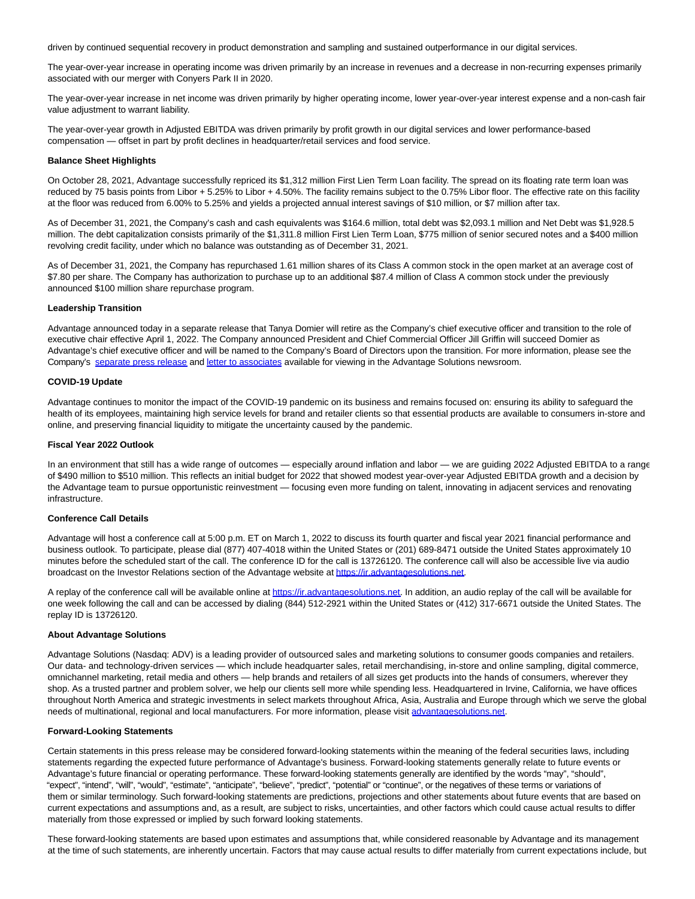driven by continued sequential recovery in product demonstration and sampling and sustained outperformance in our digital services.

The year-over-year increase in operating income was driven primarily by an increase in revenues and a decrease in non-recurring expenses primarily associated with our merger with Conyers Park II in 2020.

The year-over-year increase in net income was driven primarily by higher operating income, lower year-over-year interest expense and a non-cash fair value adjustment to warrant liability.

The year-over-year growth in Adjusted EBITDA was driven primarily by profit growth in our digital services and lower performance-based compensation — offset in part by profit declines in headquarter/retail services and food service.

**Balance Sheet Highlights**

On October 28, 2021, Advantage successfully repriced its $1,312 million First Lien Term Loan facility. The spread on its floating rate term loan was reduced by 75 basis points from Libor + 5.25% to Libor + 4.50%. The facility remains subject to the 0.75% Libor floor. The effective rate on this facility at the floor was reduced from 6.00% to 5.25% and yields a projected annual interest savings of $10 million, or $7 million after tax.

As of December 31, 2021, the Company's cash and cash equivalents was $164.6 million, total debt was $2,093.1 million and Net Debt was $1,928.5 million. The debt capitalization consists primarily of the $1,311.8 million First Lien Term Loan, $775 million of senior secured notes and a $400 million revolving credit facility, under which no balance was outstanding as of December 31, 2021.

As of December 31, 2021, the Company has repurchased 1.61 million shares of its Class A common stock in the open market at an average cost of $7.80 per share. The Company has authorization to purchase up to an additional $87.4 million of Class A common stock under the previously announced $100 million share repurchase program.

**Leadership Transition**

Advantage announced today in a separate release that Tanya Domier will retire as the Company's chief executive officer and transition to the role of executive chair effective April 1, 2022. The Company announced President and Chief Commercial Officer Jill Griffin will succeed Domier as Advantage's chief executive officer and will be named to the Company's Board of Directors upon the transition. For more information, please see the Company's separate press release and letter to associates available for viewing in the Advantage Solutions newsroom.

**COVID-19 Update**

Advantage continues to monitor the impact of the COVID-19 pandemic on its business and remains focused on: ensuring its ability to safeguard the health of its employees, maintaining high service levels for brand and retailer clients so that essential products are available to consumers in-store and online, and preserving financial liquidity to mitigate the uncertainty caused by the pandemic.

**Fiscal Year 2022 Outlook**

In an environment that still has a wide range of outcomes — especially around inflation and labor — we are guiding 2022 Adjusted EBITDA to a range of $490 million to $510 million. This reflects an initial budget for 2022 that showed modest year-over-year Adjusted EBITDA growth and a decision by the Advantage team to pursue opportunistic reinvestment — focusing even more funding on talent, innovating in adjacent services and renovating infrastructure.

**Conference Call Details**

Advantage will host a conference call at 5:00 p.m. ET on March 1, 2022 to discuss its fourth quarter and fiscal year 2021 financial performance and business outlook. To participate, please dial (877) 407-4018 within the United States or (201) 689-8471 outside the United States approximately 10 minutes before the scheduled start of the call. The conference ID for the call is 13726120. The conference call will also be accessible live via audio broadcast on the Investor Relations section of the Advantage website at https://ir.advantagesolutions.net.

A replay of the conference call will be available online at https://ir.advantagesolutions.net. In addition, an audio replay of the call will be available for one week following the call and can be accessed by dialing (844) 512-2921 within the United States or (412) 317-6671 outside the United States. The replay ID is 13726120.

**About Advantage Solutions**

Advantage Solutions (Nasdaq: ADV) is a leading provider of outsourced sales and marketing solutions to consumer goods companies and retailers. Our data- and technology-driven services — which include headquarter sales, retail merchandising, in-store and online sampling, digital commerce, omnichannel marketing, retail media and others — help brands and retailers of all sizes get products into the hands of consumers, wherever they shop. As a trusted partner and problem solver, we help our clients sell more while spending less. Headquartered in Irvine, California, we have offices throughout North America and strategic investments in select markets throughout Africa, Asia, Australia and Europe through which we serve the global needs of multinational, regional and local manufacturers. For more information, please visit advantagesolutions.net.

**Forward-Looking Statements**

Certain statements in this press release may be considered forward-looking statements within the meaning of the federal securities laws, including statements regarding the expected future performance of Advantage's business. Forward-looking statements generally relate to future events or Advantage's future financial or operating performance. These forward-looking statements generally are identified by the words "may", "should", "expect", "intend", "will", "would", "estimate", "anticipate", "believe", "predict", "potential" or "continue", or the negatives of these terms or variations of them or similar terminology. Such forward-looking statements are predictions, projections and other statements about future events that are based on current expectations and assumptions and, as a result, are subject to risks, uncertainties, and other factors which could cause actual results to differ materially from those expressed or implied by such forward looking statements.

These forward-looking statements are based upon estimates and assumptions that, while considered reasonable by Advantage and its management at the time of such statements, are inherently uncertain. Factors that may cause actual results to differ materially from current expectations include, but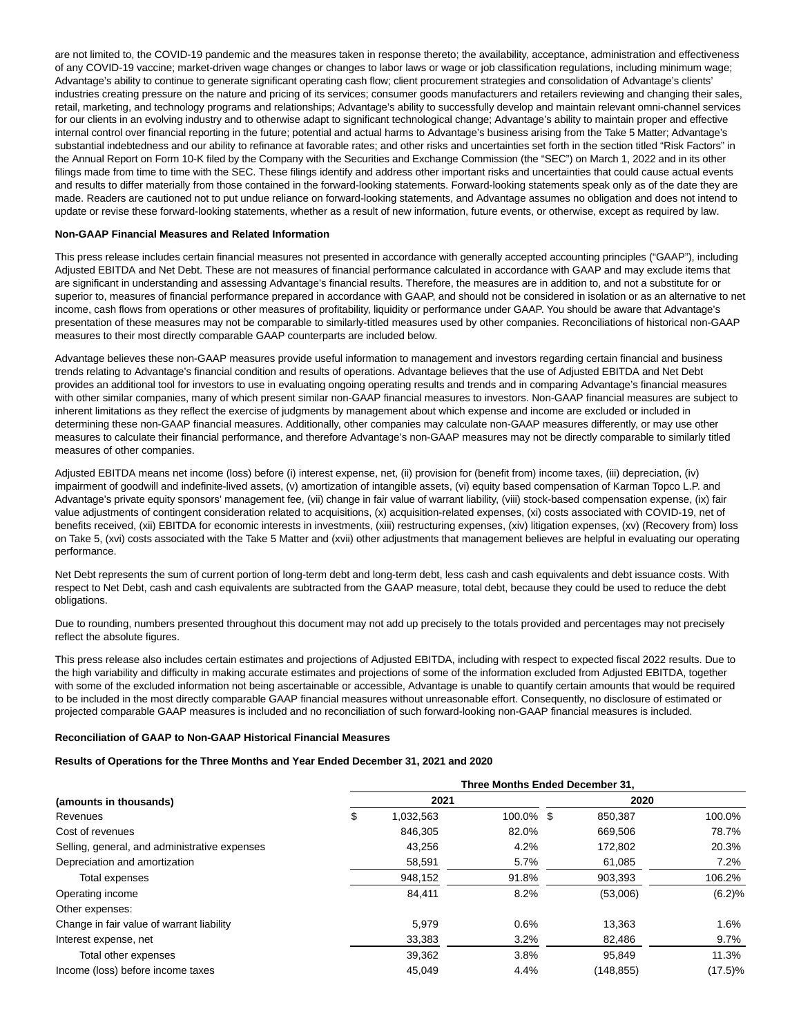are not limited to, the COVID-19 pandemic and the measures taken in response thereto; the availability, acceptance, administration and effectiveness of any COVID-19 vaccine; market-driven wage changes or changes to labor laws or wage or job classification regulations, including minimum wage; Advantage's ability to continue to generate significant operating cash flow; client procurement strategies and consolidation of Advantage's clients' industries creating pressure on the nature and pricing of its services; consumer goods manufacturers and retailers reviewing and changing their sales, retail, marketing, and technology programs and relationships; Advantage's ability to successfully develop and maintain relevant omni-channel services for our clients in an evolving industry and to otherwise adapt to significant technological change; Advantage's ability to maintain proper and effective internal control over financial reporting in the future; potential and actual harms to Advantage's business arising from the Take 5 Matter; Advantage's substantial indebtedness and our ability to refinance at favorable rates; and other risks and uncertainties set forth in the section titled "Risk Factors" in the Annual Report on Form 10-K filed by the Company with the Securities and Exchange Commission (the "SEC") on March 1, 2022 and in its other filings made from time to time with the SEC. These filings identify and address other important risks and uncertainties that could cause actual events and results to differ materially from those contained in the forward-looking statements. Forward-looking statements speak only as of the date they are made. Readers are cautioned not to put undue reliance on forward-looking statements, and Advantage assumes no obligation and does not intend to update or revise these forward-looking statements, whether as a result of new information, future events, or otherwise, except as required by law.

**Non-GAAP Financial Measures and Related Information**

This press release includes certain financial measures not presented in accordance with generally accepted accounting principles ("GAAP"), including Adjusted EBITDA and Net Debt. These are not measures of financial performance calculated in accordance with GAAP and may exclude items that are significant in understanding and assessing Advantage's financial results. Therefore, the measures are in addition to, and not a substitute for or superior to, measures of financial performance prepared in accordance with GAAP, and should not be considered in isolation or as an alternative to net income, cash flows from operations or other measures of profitability, liquidity or performance under GAAP. You should be aware that Advantage's presentation of these measures may not be comparable to similarly-titled measures used by other companies. Reconciliations of historical non-GAAP measures to their most directly comparable GAAP counterparts are included below.

Advantage believes these non-GAAP measures provide useful information to management and investors regarding certain financial and business trends relating to Advantage's financial condition and results of operations. Advantage believes that the use of Adjusted EBITDA and Net Debt provides an additional tool for investors to use in evaluating ongoing operating results and trends and in comparing Advantage's financial measures with other similar companies, many of which present similar non-GAAP financial measures to investors. Non-GAAP financial measures are subject to inherent limitations as they reflect the exercise of judgments by management about which expense and income are excluded or included in determining these non-GAAP financial measures. Additionally, other companies may calculate non-GAAP measures differently, or may use other measures to calculate their financial performance, and therefore Advantage's non-GAAP measures may not be directly comparable to similarly titled measures of other companies.

Adjusted EBITDA means net income (loss) before (i) interest expense, net, (ii) provision for (benefit from) income taxes, (iii) depreciation, (iv) impairment of goodwill and indefinite-lived assets, (v) amortization of intangible assets, (vi) equity based compensation of Karman Topco L.P. and Advantage's private equity sponsors' management fee, (vii) change in fair value of warrant liability, (viii) stock-based compensation expense, (ix) fair value adjustments of contingent consideration related to acquisitions, (x) acquisition-related expenses, (xi) costs associated with COVID-19, net of benefits received, (xii) EBITDA for economic interests in investments, (xiii) restructuring expenses, (xiv) litigation expenses, (xv) (Recovery from) loss on Take 5, (xvi) costs associated with the Take 5 Matter and (xvii) other adjustments that management believes are helpful in evaluating our operating performance.

Net Debt represents the sum of current portion of long-term debt and long-term debt, less cash and cash equivalents and debt issuance costs. With respect to Net Debt, cash and cash equivalents are subtracted from the GAAP measure, total debt, because they could be used to reduce the debt obligations.

Due to rounding, numbers presented throughout this document may not add up precisely to the totals provided and percentages may not precisely reflect the absolute figures.

This press release also includes certain estimates and projections of Adjusted EBITDA, including with respect to expected fiscal 2022 results. Due to the high variability and difficulty in making accurate estimates and projections of some of the information excluded from Adjusted EBITDA, together with some of the excluded information not being ascertainable or accessible, Advantage is unable to quantify certain amounts that would be required to be included in the most directly comparable GAAP financial measures without unreasonable effort. Consequently, no disclosure of estimated or projected comparable GAAP measures is included and no reconciliation of such forward-looking non-GAAP financial measures is included.

**Reconciliation of GAAP to Non-GAAP Historical Financial Measures**

**Results of Operations for the Three Months and Year Ended December 31, 2021 and 2020**

| | Three Months Ended December 31, | | | |
|---|---|---|---|---|
| **(amounts in thousands)** | **2021** | | **2020** | |
| Revenues | $ 1,032,563 | 100.0% | $ 850,387 | 100.0% |
| Cost of revenues | 846,305 | 82.0% | 669,506 | 78.7% |
| Selling, general, and administrative expenses | 43,256 | 4.2% | 172,802 | 20.3% |
| Depreciation and amortization | 58,591 | 5.7% | 61,085 | 7.2% |
| Total expenses | 948,152 | 91.8% | 903,393 | 106.2% |
| Operating income | 84,411 | 8.2% | (53,006) | (6.2)% |
| Other expenses: | | | | |
| Change in fair value of warrant liability | 5,979 | 0.6% | 13,363 | 1.6% |
| Interest expense, net | 33,383 | 3.2% | 82,486 | 9.7% |
| Total other expenses | 39,362 | 3.8% | 95,849 | 11.3% |
| Income (loss) before income taxes | 45,049 | 4.4% | (148,855) | (17.5)% |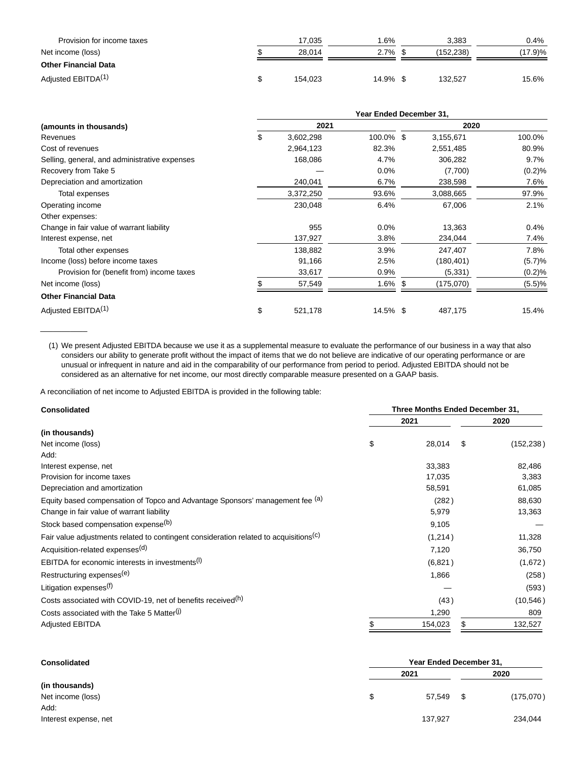| | | | | |
|---|---|---|---|---|
| Provision for income taxes | 17,035 | 1.6% | 3,383 | 0.4% |
| Net income (loss) | $ 28,014 | 2.7% | $ (152,238) | (17.9)% |
| **Other Financial Data** | | | | |
| Adjusted EBITDA[(1)] | $ 154,023 | 14.9% | $ 132,527 | 15.6% |

| | Year Ended December 31, | | | |
|---|---|---|---|---|
| **(amounts in thousands)** | **2021** | | **2020** | |
| Revenues | $ 3,602,298 | 100.0% | $ 3,155,671 | 100.0% |
| Cost of revenues | 2,964,123 | 82.3% | 2,551,485 | 80.9% |
| Selling, general, and administrative expenses | 168,086 | 4.7% | 306,282 | 9.7% |
| Recovery from Take 5 | — | 0.0% | (7,700) | (0.2)% |
| Depreciation and amortization | 240,041 | 6.7% | 238,598 | 7.6% |
| Total expenses | 3,372,250 | 93.6% | 3,088,665 | 97.9% |
| Operating income | 230,048 | 6.4% | 67,006 | 2.1% |
| Other expenses: | | | | |
| Change in fair value of warrant liability | 955 | 0.0% | 13,363 | 0.4% |
| Interest expense, net | 137,927 | 3.8% | 234,044 | 7.4% |
| Total other expenses | 138,882 | 3.9% | 247,407 | 7.8% |
| Income (loss) before income taxes | 91,166 | 2.5% | (180,401) | (5.7)% |
| Provision for (benefit from) income taxes | 33,617 | 0.9% | (5,331) | (0.2)% |
| Net income (loss) | $ 57,549 | 1.6% | $ (175,070) | (5.5)% |
| **Other Financial Data** | | | | |
| Adjusted EBITDA[(1)] | $ 521,178 | 14.5% | $ 487,175 | 15.4% |

(1) We present Adjusted EBITDA because we use it as a supplemental measure to evaluate the performance of our business in a way that also considers our ability to generate profit without the impact of items that we do not believe are indicative of our operating performance or are unusual or infrequent in nature and aid in the comparability of our performance from period to period. Adjusted EBITDA should not be considered as an alternative for net income, our most directly comparable measure presented on a GAAP basis.

A reconciliation of net income to Adjusted EBITDA is provided in the following table:

| **Consolidated** | Three Months Ended December 31, | |
|---|---|---|
| | **2021** | **2020** |
| **(in thousands)** | | |
| Net income (loss) | $ 28,014 | $ (152,238) |
| Add: | | |
| Interest expense, net | 33,383 | 82,486 |
| Provision for income taxes | 17,035 | 3,383 |
| Depreciation and amortization | 58,591 | 61,085 |
| Equity based compensation of Topco and Advantage Sponsors' management fee [(a)] | (282) | 88,630 |
| Change in fair value of warrant liability | 5,979 | 13,363 |
| Stock based compensation expense[(b)] | 9,105 | — |
| Fair value adjustments related to contingent consideration related to acquisitions[(c)] | (1,214) | 11,328 |
| Acquisition-related expenses[(d)] | 7,120 | 36,750 |
| EBITDA for economic interests in investments[(l)] | (6,821) | (1,672) |
| Restructuring expenses[(e)] | 1,866 | (258) |
| Litigation expenses[(f)] | — | (593) |
| Costs associated with COVID-19, net of benefits received[(h)] | (43) | (10,546) |
| Costs associated with the Take 5 Matter[(j)] | 1,290 | 809 |
| Adjusted EBITDA | $ 154,023 | $ 132,527 |

| **Consolidated** | Year Ended December 31, | |
|---|---|---|
| | **2021** | **2020** |
| **(in thousands)** | | |
| Net income (loss) | $ 57,549 | $ (175,070) |
| Add: | | |
| Interest expense, net | 137,927 | 234,044 |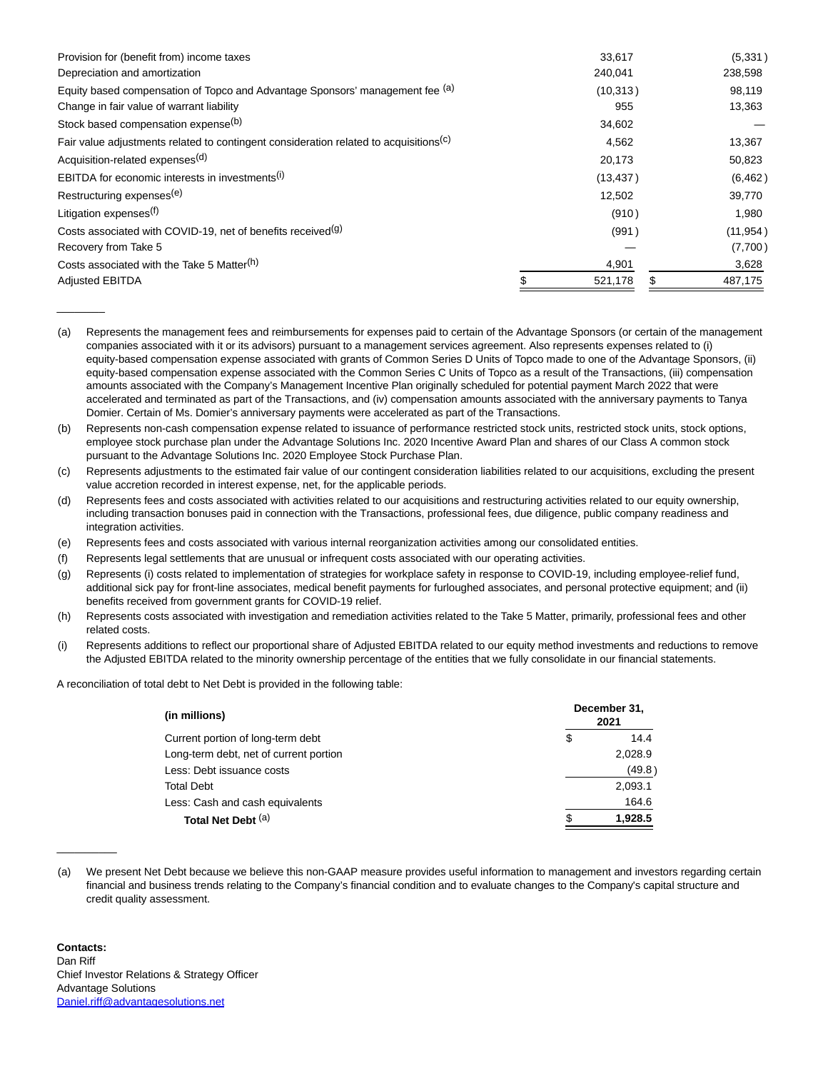| | | |
|---|---|---|
| Provision for (benefit from) income taxes | 33,617 | (5,331) |
| Depreciation and amortization | 240,041 | 238,598 |
| Equity based compensation of Topco and Advantage Sponsors' management fee [(a)] | (10,313) | 98,119 |
| Change in fair value of warrant liability | 955 | 13,363 |
| Stock based compensation expense[(b)] | 34,602 | — |
| Fair value adjustments related to contingent consideration related to acquisitions[(c)] | 4,562 | 13,367 |
| Acquisition-related expenses[(d)] | 20,173 | 50,823 |
| EBITDA for economic interests in investments[(i)] | (13,437) | (6,462) |
| Restructuring expenses[(e)] | 12,502 | 39,770 |
| Litigation expenses[(f)] | (910) | 1,980 |
| Costs associated with COVID-19, net of benefits received[(g)] | (991) | (11,954) |
| Recovery from Take 5 | — | (7,700) |
| Costs associated with the Take 5 Matter[(h)] | 4,901 | 3,628 |
| Adjusted EBITDA | $ 521,178 | $ 487,175 |

---

(a) Represents the management fees and reimbursements for expenses paid to certain of the Advantage Sponsors (or certain of the management companies associated with it or its advisors) pursuant to a management services agreement. Also represents expenses related to (i) equity-based compensation expense associated with grants of Common Series D Units of Topco made to one of the Advantage Sponsors, (ii) equity-based compensation expense associated with the Common Series C Units of Topco as a result of the Transactions, (iii) compensation amounts associated with the Company's Management Incentive Plan originally scheduled for potential payment March 2022 that were accelerated and terminated as part of the Transactions, and (iv) compensation amounts associated with the anniversary payments to Tanya Domier. Certain of Ms. Domier's anniversary payments were accelerated as part of the Transactions.

(b) Represents non-cash compensation expense related to issuance of performance restricted stock units, restricted stock units, stock options, employee stock purchase plan under the Advantage Solutions Inc. 2020 Incentive Award Plan and shares of our Class A common stock pursuant to the Advantage Solutions Inc. 2020 Employee Stock Purchase Plan.

(c) Represents adjustments to the estimated fair value of our contingent consideration liabilities related to our acquisitions, excluding the present value accretion recorded in interest expense, net, for the applicable periods.

(d) Represents fees and costs associated with activities related to our acquisitions and restructuring activities related to our equity ownership, including transaction bonuses paid in connection with the Transactions, professional fees, due diligence, public company readiness and integration activities.

(e) Represents fees and costs associated with various internal reorganization activities among our consolidated entities.

(f) Represents legal settlements that are unusual or infrequent costs associated with our operating activities.

(g) Represents (i) costs related to implementation of strategies for workplace safety in response to COVID-19, including employee-relief fund, additional sick pay for front-line associates, medical benefit payments for furloughed associates, and personal protective equipment; and (ii) benefits received from government grants for COVID-19 relief.

(h) Represents costs associated with investigation and remediation activities related to the Take 5 Matter, primarily, professional fees and other related costs.

(i) Represents additions to reflect our proportional share of Adjusted EBITDA related to our equity method investments and reductions to remove the Adjusted EBITDA related to the minority ownership percentage of the entities that we fully consolidate in our financial statements.

A reconciliation of total debt to Net Debt is provided in the following table:

| **(in millions)** | **December 31, 2021** |
|---|---|
| Current portion of long-term debt | $ 14.4 |
| Long-term debt, net of current portion | 2,028.9 |
| Less: Debt issuance costs | (49.8) |
| Total Debt | 2,093.1 |
| Less: Cash and cash equivalents | 164.6 |
| **Total Net Debt** [(a)] | **$ 1,928.5** |

---

(a) We present Net Debt because we believe this non-GAAP measure provides useful information to management and investors regarding certain financial and business trends relating to the Company's financial condition and to evaluate changes to the Company's capital structure and credit quality assessment.

**Contacts:**
Dan Riff
Chief Investor Relations & Strategy Officer
Advantage Solutions
Daniel.riff@advantagesolutions.net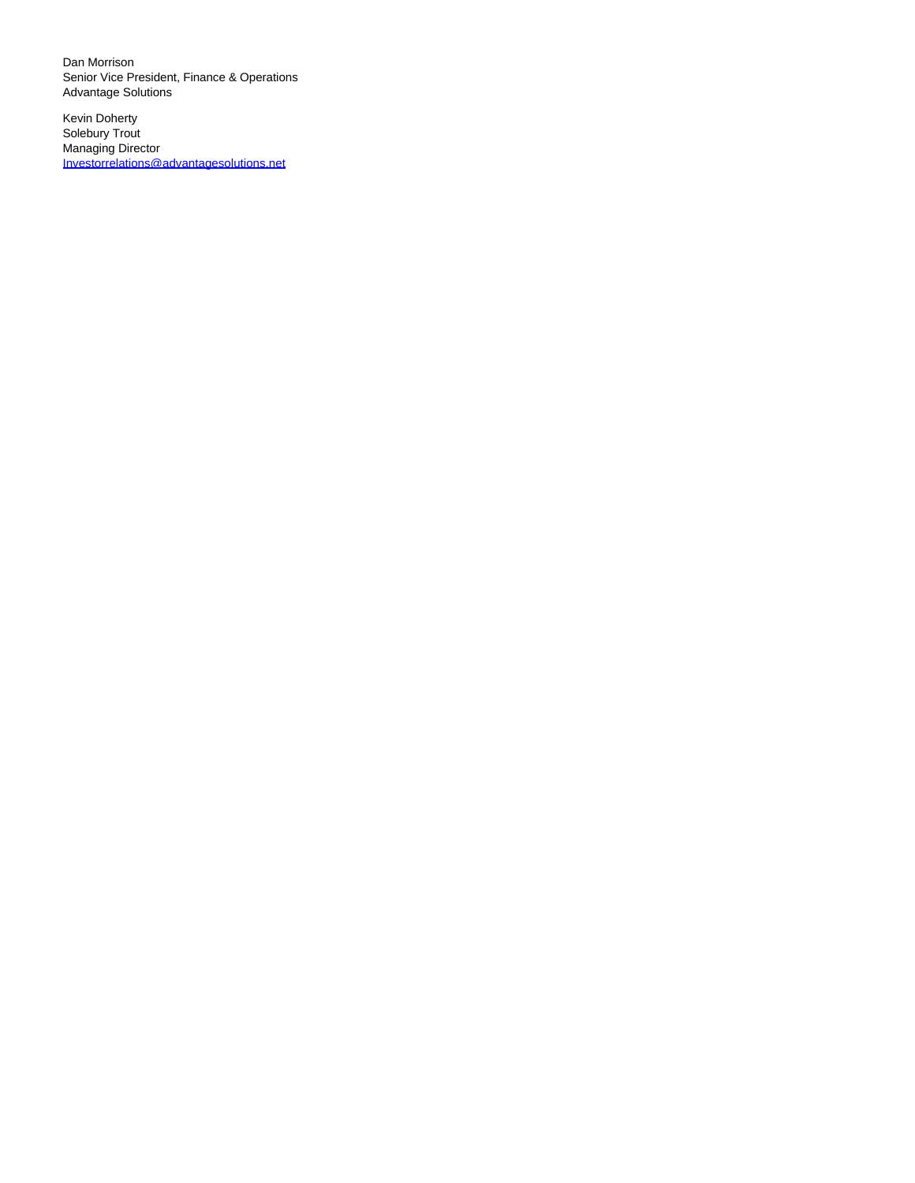Dan Morrison
Senior Vice President, Finance & Operations
Advantage Solutions

Kevin Doherty
Solebury Trout
Managing Director
Investorrelations@advantagesolutions.net